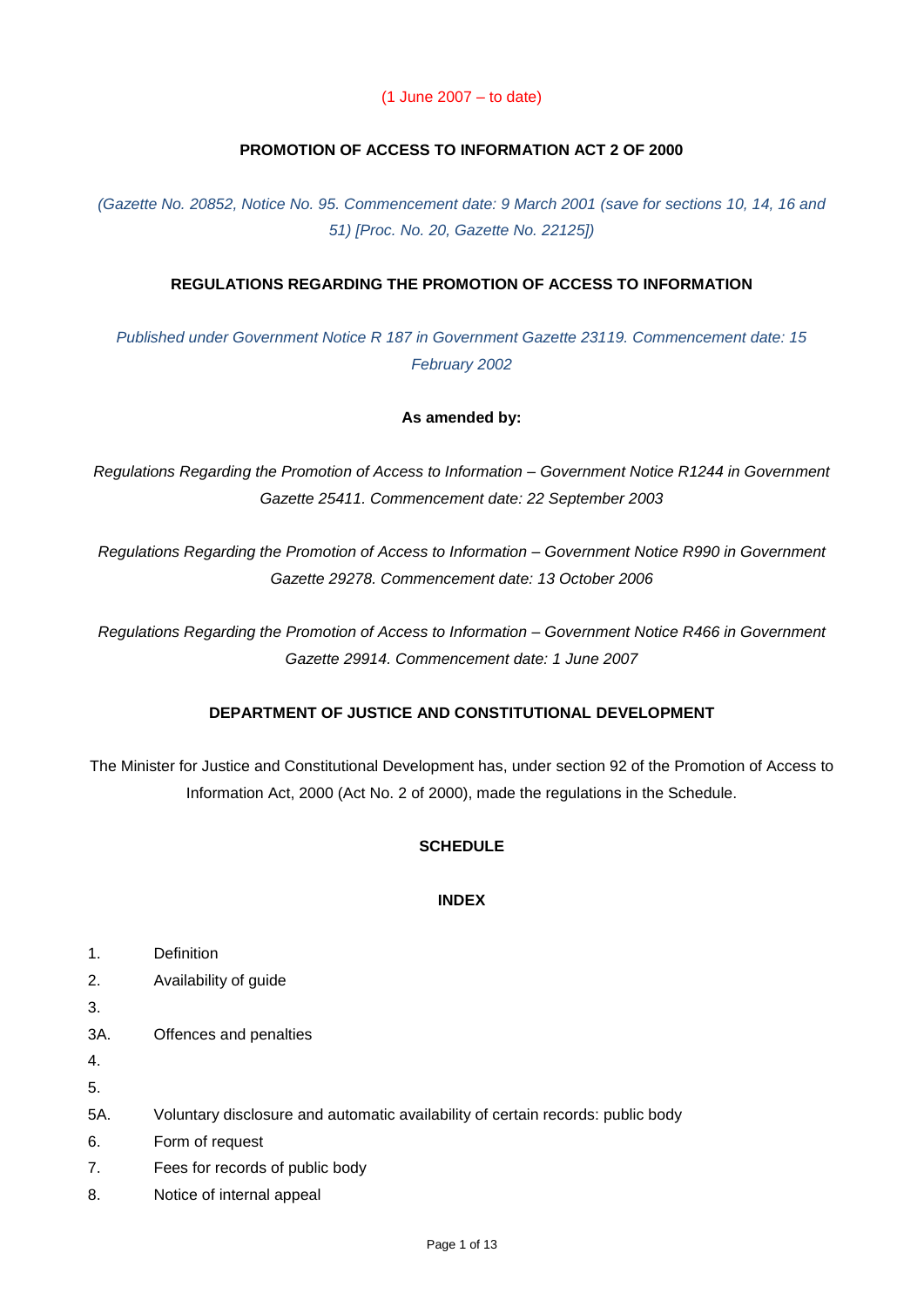(1 June 2007 – to date)

# PROMOTION OF ACCESS TO INFORMATION ACT 2 OF 2000

*(Gazette No. 20852, Notice No. 95. Commencement date: 9 March 2001 (save for sections 10, 14, 16 and 51) [Proc. No. 20, Gazette No. 22125])*

## REGULATIONS REGARDING THE PROMOTION OF ACCESS TO INFORMATION

*Published under Government Notice R 187 in Government Gazette 23119. Commencement date: 15 February 2002*

**As amended by:**

*Regulations Regarding the Promotion of Access to Information – Government Notice R1244 in Government Gazette 25411. Commencement date: 22 September 2003*

*Regulations Regarding the Promotion of Access to Information – Government Notice R990 in Government Gazette 29278. Commencement date: 13 October 2006*

*Regulations Regarding the Promotion of Access to Information – Government Notice R466 in Government Gazette 29914. Commencement date: 1 June 2007*

## DEPARTMENT OF JUSTICE AND CONSTITUTIONAL DEVELOPMENT

The Minister for Justice and Constitutional Development has, under section 92 of the Promotion of Access to Information Act, 2000 (Act No. 2 of 2000), made the regulations in the Schedule.

## SCHEDULE

## INDEX

1. Definition
2. Availability of guide
3. 
3A. Offences and penalties
4. 
5. 
5A. Voluntary disclosure and automatic availability of certain records: public body
6. Form of request
7. Fees for records of public body
8. Notice of internal appeal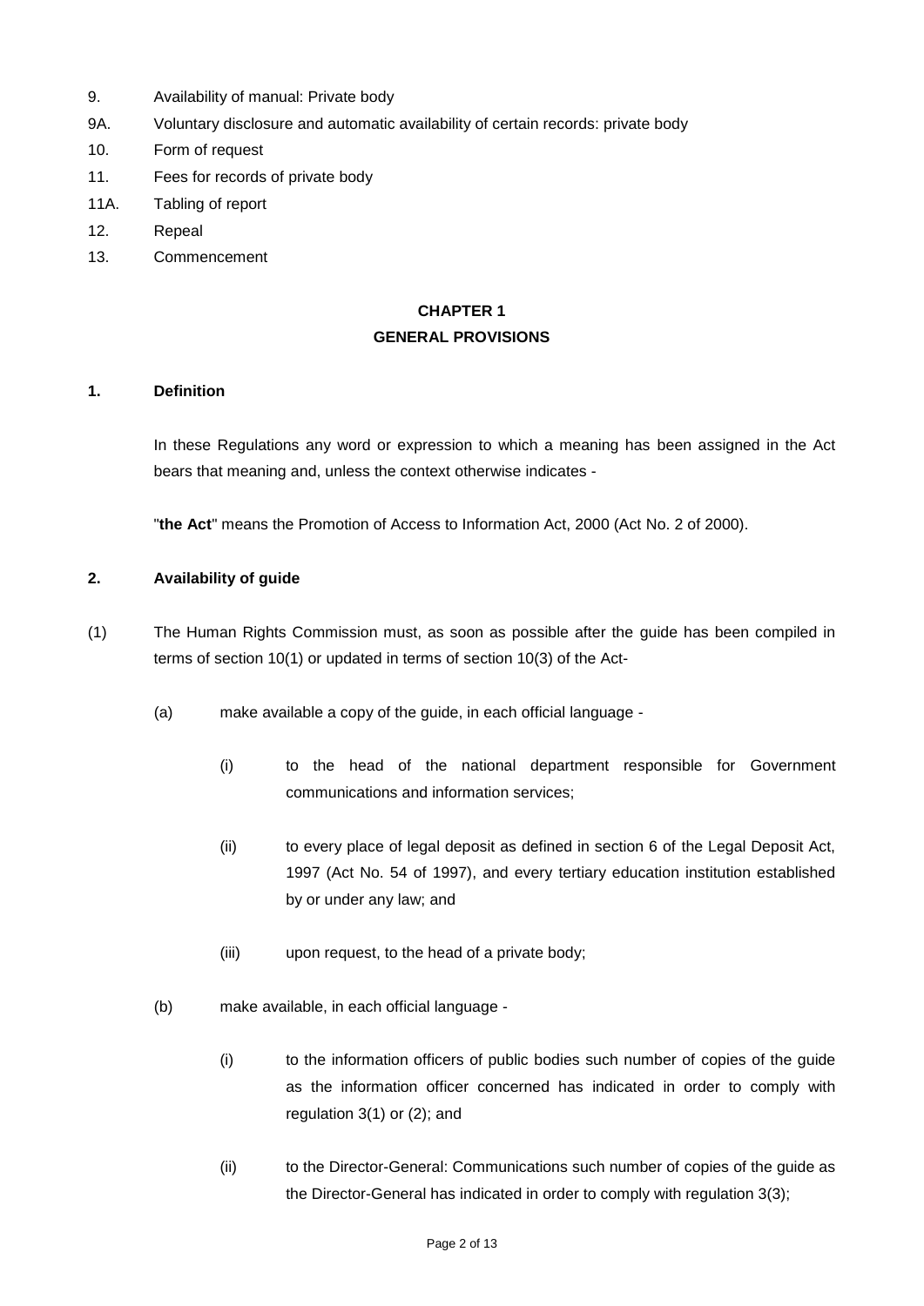9. Availability of manual: Private body
9A. Voluntary disclosure and automatic availability of certain records: private body
10. Form of request
11. Fees for records of private body
11A. Tabling of report
12. Repeal
13. Commencement

## CHAPTER 1
## GENERAL PROVISIONS

### 1. Definition

In these Regulations any word or expression to which a meaning has been assigned in the Act bears that meaning and, unless the context otherwise indicates -

"**the Act**" means the Promotion of Access to Information Act, 2000 (Act No. 2 of 2000).

### 2. Availability of guide

(1) The Human Rights Commission must, as soon as possible after the guide has been compiled in terms of section 10(1) or updated in terms of section 10(3) of the Act-

(a) make available a copy of the guide, in each official language -

(i) to the head of the national department responsible for Government communications and information services;

(ii) to every place of legal deposit as defined in section 6 of the Legal Deposit Act, 1997 (Act No. 54 of 1997), and every tertiary education institution established by or under any law; and

(iii) upon request, to the head of a private body;

(b) make available, in each official language -

(i) to the information officers of public bodies such number of copies of the guide as the information officer concerned has indicated in order to comply with regulation 3(1) or (2); and

(ii) to the Director-General: Communications such number of copies of the guide as the Director-General has indicated in order to comply with regulation 3(3);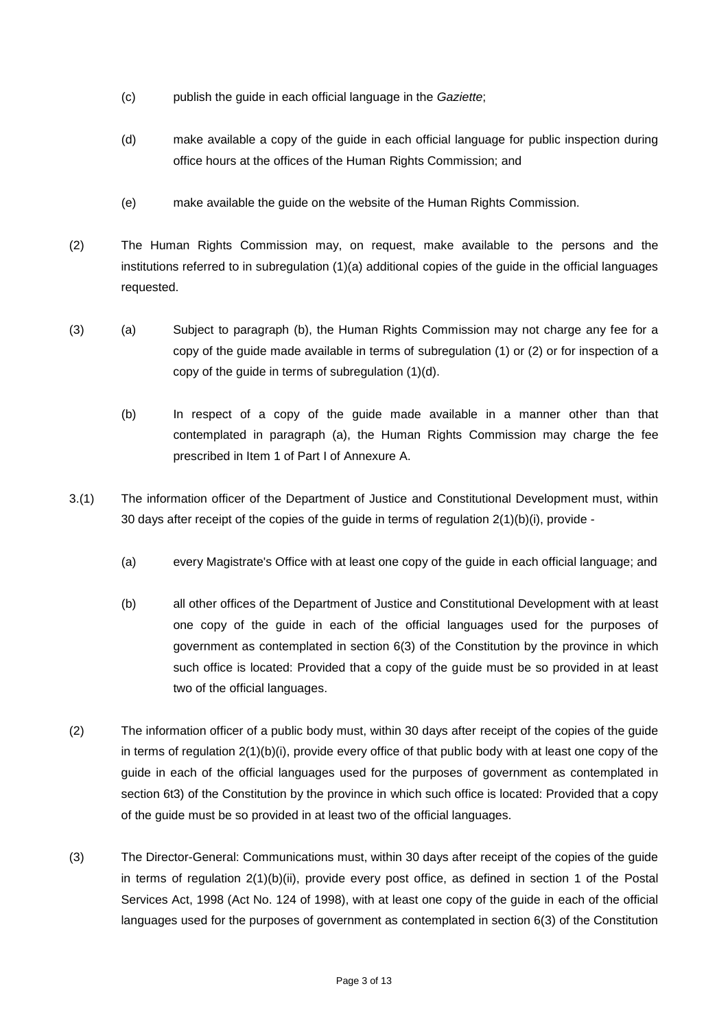(c) publish the guide in each official language in the *Gaziette*;

(d) make available a copy of the guide in each official language for public inspection during office hours at the offices of the Human Rights Commission; and

(e) make available the guide on the website of the Human Rights Commission.

(2) The Human Rights Commission may, on request, make available to the persons and the institutions referred to in subregulation (1)(a) additional copies of the guide in the official languages requested.

(3) (a) Subject to paragraph (b), the Human Rights Commission may not charge any fee for a copy of the guide made available in terms of subregulation (1) or (2) or for inspection of a copy of the guide in terms of subregulation (1)(d).

(b) In respect of a copy of the guide made available in a manner other than that contemplated in paragraph (a), the Human Rights Commission may charge the fee prescribed in Item 1 of Part I of Annexure A.

3.(1) The information officer of the Department of Justice and Constitutional Development must, within 30 days after receipt of the copies of the guide in terms of regulation 2(1)(b)(i), provide -

(a) every Magistrate's Office with at least one copy of the guide in each official language; and

(b) all other offices of the Department of Justice and Constitutional Development with at least one copy of the guide in each of the official languages used for the purposes of government as contemplated in section 6(3) of the Constitution by the province in which such office is located: Provided that a copy of the guide must be so provided in at least two of the official languages.

(2) The information officer of a public body must, within 30 days after receipt of the copies of the guide in terms of regulation 2(1)(b)(i), provide every office of that public body with at least one copy of the guide in each of the official languages used for the purposes of government as contemplated in section 6t3) of the Constitution by the province in which such office is located: Provided that a copy of the guide must be so provided in at least two of the official languages.

(3) The Director-General: Communications must, within 30 days after receipt of the copies of the guide in terms of regulation 2(1)(b)(ii), provide every post office, as defined in section 1 of the Postal Services Act, 1998 (Act No. 124 of 1998), with at least one copy of the guide in each of the official languages used for the purposes of government as contemplated in section 6(3) of the Constitution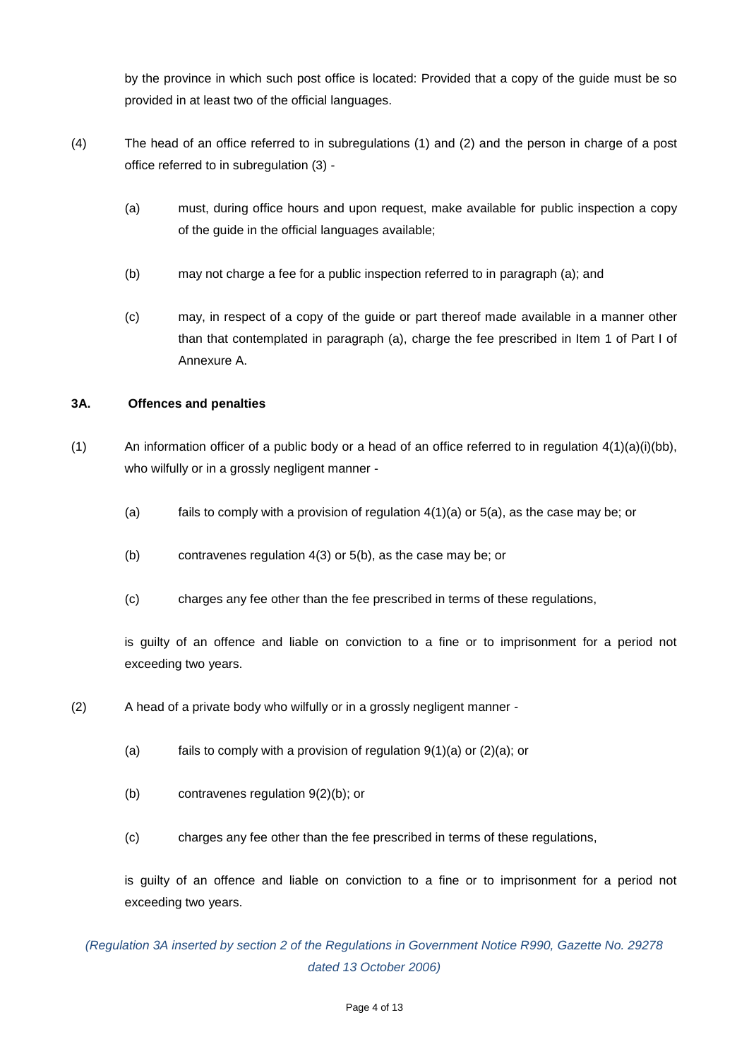by the province in which such post office is located: Provided that a copy of the guide must be so provided in at least two of the official languages.

(4) The head of an office referred to in subregulations (1) and (2) and the person in charge of a post office referred to in subregulation (3) -

(a) must, during office hours and upon request, make available for public inspection a copy of the guide in the official languages available;

(b) may not charge a fee for a public inspection referred to in paragraph (a); and

(c) may, in respect of a copy of the guide or part thereof made available in a manner other than that contemplated in paragraph (a), charge the fee prescribed in Item 1 of Part I of Annexure A.

**3A. Offences and penalties**

(1) An information officer of a public body or a head of an office referred to in regulation 4(1)(a)(i)(bb), who wilfully or in a grossly negligent manner -

(a) fails to comply with a provision of regulation 4(1)(a) or 5(a), as the case may be; or

(b) contravenes regulation 4(3) or 5(b), as the case may be; or

(c) charges any fee other than the fee prescribed in terms of these regulations,

is guilty of an offence and liable on conviction to a fine or to imprisonment for a period not exceeding two years.

(2) A head of a private body who wilfully or in a grossly negligent manner -

(a) fails to comply with a provision of regulation 9(1)(a) or (2)(a); or

(b) contravenes regulation 9(2)(b); or

(c) charges any fee other than the fee prescribed in terms of these regulations,

is guilty of an offence and liable on conviction to a fine or to imprisonment for a period not exceeding two years.

*(Regulation 3A inserted by section 2 of the Regulations in Government Notice R990, Gazette No. 29278 dated 13 October 2006)*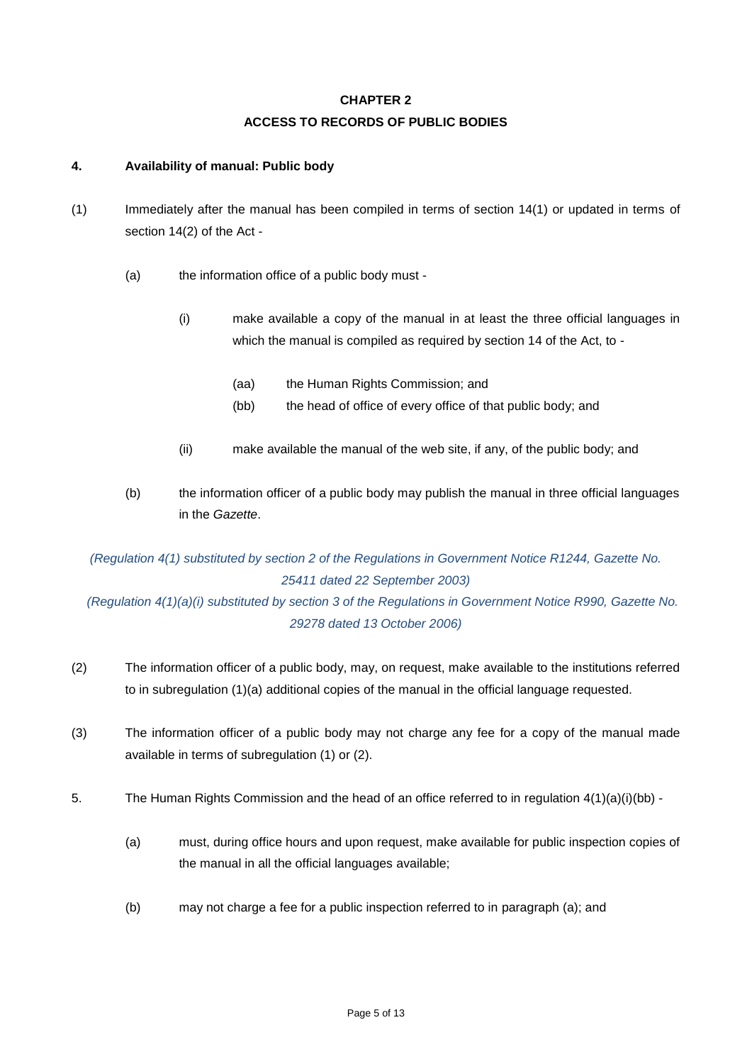## CHAPTER 2

## ACCESS TO RECORDS OF PUBLIC BODIES

### 4. Availability of manual: Public body

(1) Immediately after the manual has been compiled in terms of section 14(1) or updated in terms of section 14(2) of the Act -

(a) the information office of a public body must -

(i) make available a copy of the manual in at least the three official languages in which the manual is compiled as required by section 14 of the Act, to -

(aa) the Human Rights Commission; and

(bb) the head of office of every office of that public body; and

(ii) make available the manual of the web site, if any, of the public body; and

(b) the information officer of a public body may publish the manual in three official languages in the *Gazette*.

*(Regulation 4(1) substituted by section 2 of the Regulations in Government Notice R1244, Gazette No. 25411 dated 22 September 2003)*

*(Regulation 4(1)(a)(i) substituted by section 3 of the Regulations in Government Notice R990, Gazette No. 29278 dated 13 October 2006)*

(2) The information officer of a public body, may, on request, make available to the institutions referred to in subregulation (1)(a) additional copies of the manual in the official language requested.

(3) The information officer of a public body may not charge any fee for a copy of the manual made available in terms of subregulation (1) or (2).

5. The Human Rights Commission and the head of an office referred to in regulation 4(1)(a)(i)(bb) -

(a) must, during office hours and upon request, make available for public inspection copies of the manual in all the official languages available;

(b) may not charge a fee for a public inspection referred to in paragraph (a); and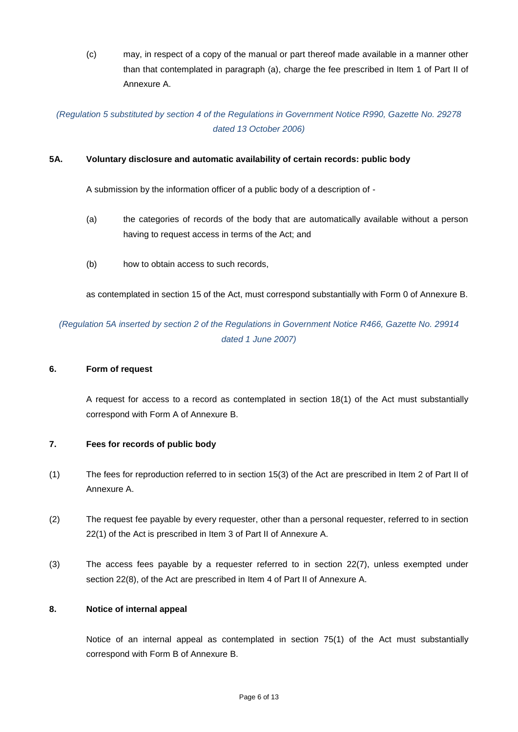(c) may, in respect of a copy of the manual or part thereof made available in a manner other than that contemplated in paragraph (a), charge the fee prescribed in Item 1 of Part II of Annexure A.

*(Regulation 5 substituted by section 4 of the Regulations in Government Notice R990, Gazette No. 29278 dated 13 October 2006)*

**5A. Voluntary disclosure and automatic availability of certain records: public body**

A submission by the information officer of a public body of a description of -

(a) the categories of records of the body that are automatically available without a person having to request access in terms of the Act; and

(b) how to obtain access to such records,

as contemplated in section 15 of the Act, must correspond substantially with Form 0 of Annexure B.

*(Regulation 5A inserted by section 2 of the Regulations in Government Notice R466, Gazette No. 29914 dated 1 June 2007)*

**6. Form of request**

A request for access to a record as contemplated in section 18(1) of the Act must substantially correspond with Form A of Annexure B.

**7. Fees for records of public body**

(1) The fees for reproduction referred to in section 15(3) of the Act are prescribed in Item 2 of Part II of Annexure A.

(2) The request fee payable by every requester, other than a personal requester, referred to in section 22(1) of the Act is prescribed in Item 3 of Part II of Annexure A.

(3) The access fees payable by a requester referred to in section 22(7), unless exempted under section 22(8), of the Act are prescribed in Item 4 of Part II of Annexure A.

**8. Notice of internal appeal**

Notice of an internal appeal as contemplated in section 75(1) of the Act must substantially correspond with Form B of Annexure B.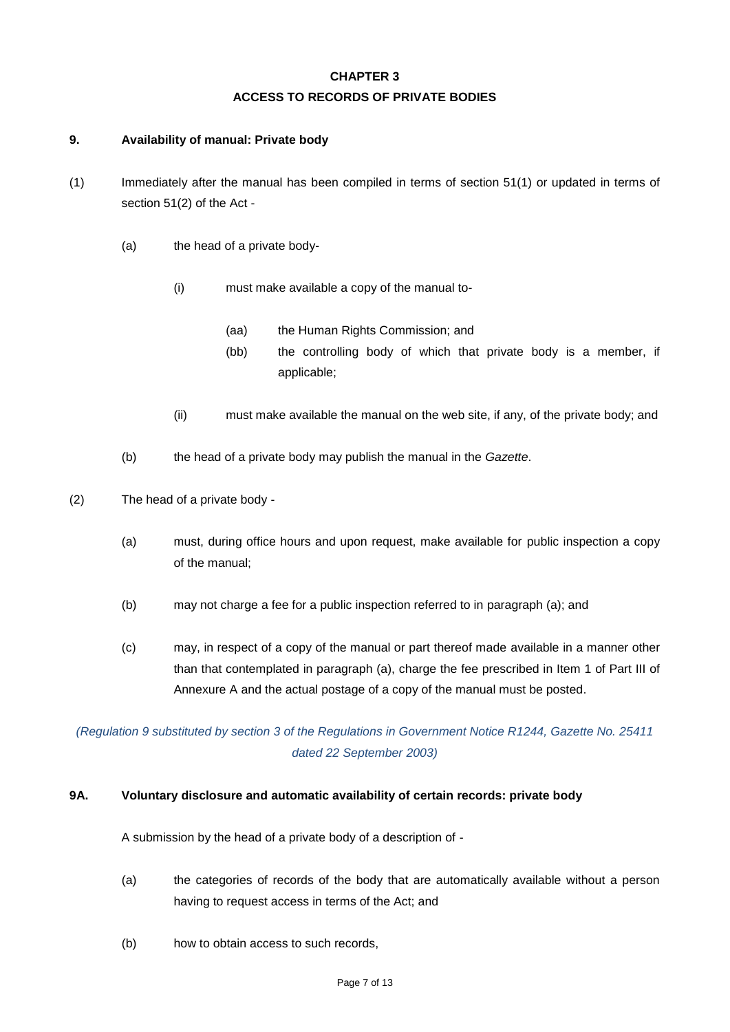## CHAPTER 3
## ACCESS TO RECORDS OF PRIVATE BODIES

### 9. Availability of manual: Private body

(1) Immediately after the manual has been compiled in terms of section 51(1) or updated in terms of section 51(2) of the Act -

  (a) the head of a private body-

    (i) must make available a copy of the manual to-

      (aa) the Human Rights Commission; and

      (bb) the controlling body of which that private body is a member, if applicable;

    (ii) must make available the manual on the web site, if any, of the private body; and

  (b) the head of a private body may publish the manual in the *Gazette*.

(2) The head of a private body -

  (a) must, during office hours and upon request, make available for public inspection a copy of the manual;

  (b) may not charge a fee for a public inspection referred to in paragraph (a); and

  (c) may, in respect of a copy of the manual or part thereof made available in a manner other than that contemplated in paragraph (a), charge the fee prescribed in Item 1 of Part III of Annexure A and the actual postage of a copy of the manual must be posted.

*(Regulation 9 substituted by section 3 of the Regulations in Government Notice R1244, Gazette No. 25411 dated 22 September 2003)*

### 9A. Voluntary disclosure and automatic availability of certain records: private body

A submission by the head of a private body of a description of -

  (a) the categories of records of the body that are automatically available without a person having to request access in terms of the Act; and

  (b) how to obtain access to such records,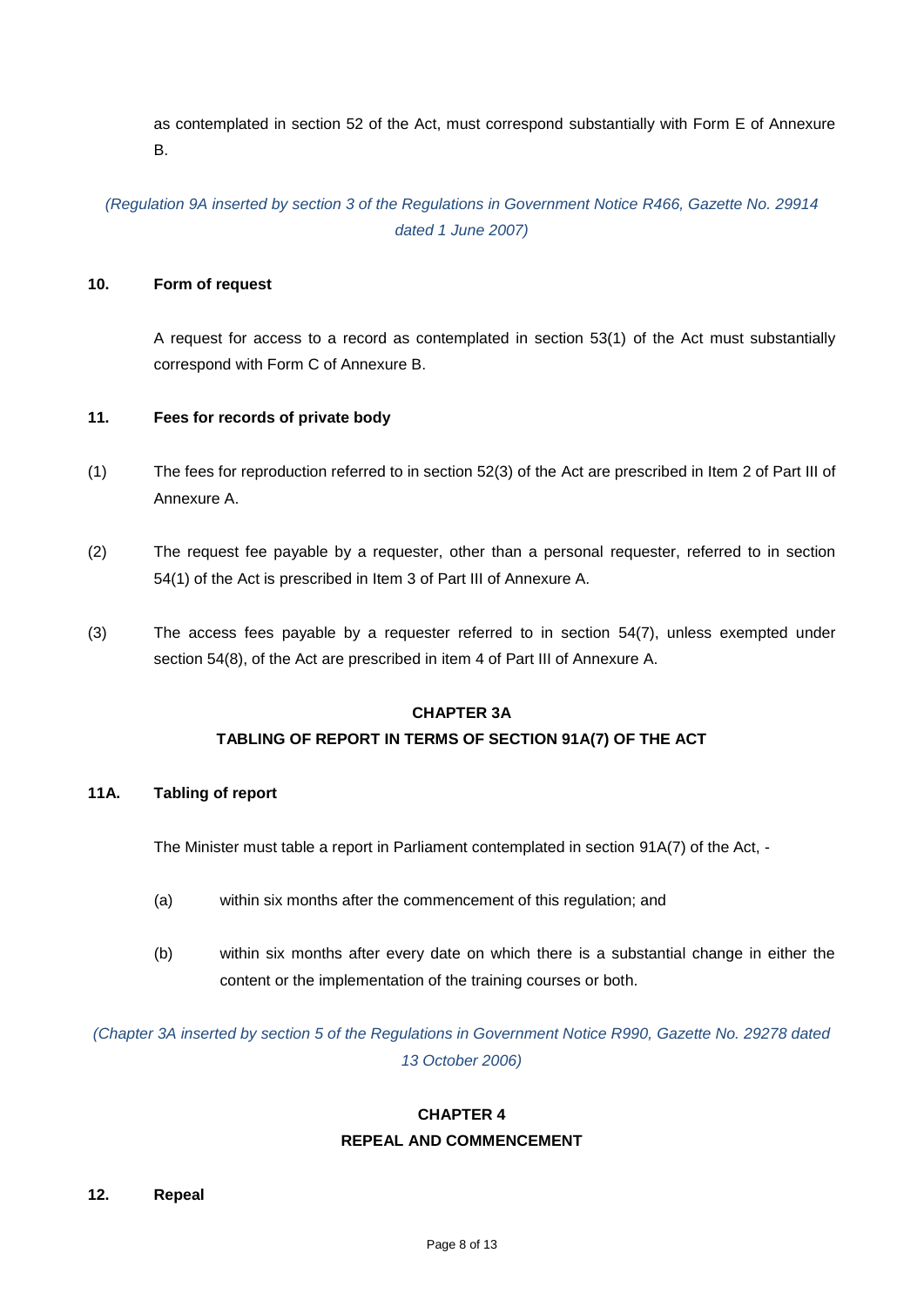as contemplated in section 52 of the Act, must correspond substantially with Form E of Annexure B.

*(Regulation 9A inserted by section 3 of the Regulations in Government Notice R466, Gazette No. 29914 dated 1 June 2007)*

**10. Form of request**

A request for access to a record as contemplated in section 53(1) of the Act must substantially correspond with Form C of Annexure B.

**11. Fees for records of private body**

(1) The fees for reproduction referred to in section 52(3) of the Act are prescribed in Item 2 of Part III of Annexure A.

(2) The request fee payable by a requester, other than a personal requester, referred to in section 54(1) of the Act is prescribed in Item 3 of Part III of Annexure A.

(3) The access fees payable by a requester referred to in section 54(7), unless exempted under section 54(8), of the Act are prescribed in item 4 of Part III of Annexure A.

## CHAPTER 3A
## TABLING OF REPORT IN TERMS OF SECTION 91A(7) OF THE ACT

**11A. Tabling of report**

The Minister must table a report in Parliament contemplated in section 91A(7) of the Act, -

(a) within six months after the commencement of this regulation; and

(b) within six months after every date on which there is a substantial change in either the content or the implementation of the training courses or both.

*(Chapter 3A inserted by section 5 of the Regulations in Government Notice R990, Gazette No. 29278 dated 13 October 2006)*

## CHAPTER 4
## REPEAL AND COMMENCEMENT

**12. Repeal**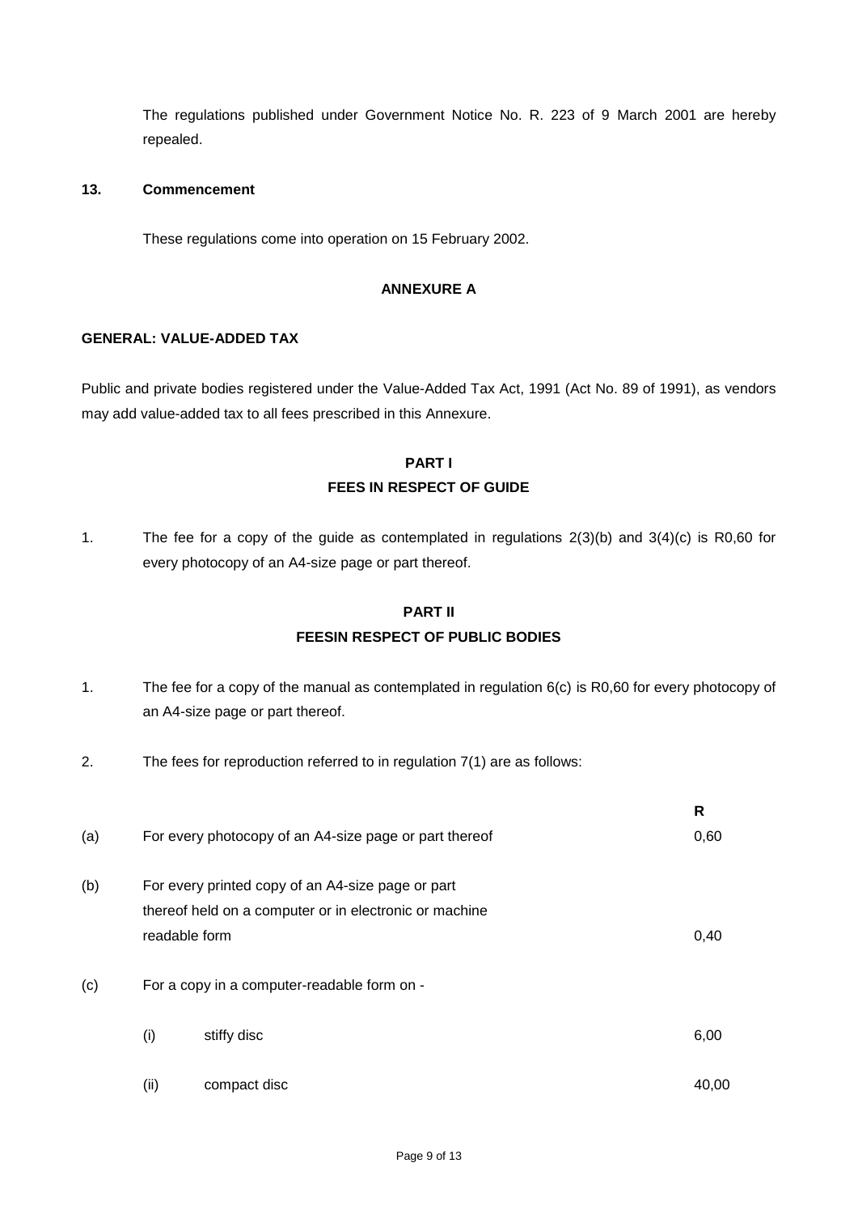The regulations published under Government Notice No. R. 223 of 9 March 2001 are hereby repealed.

**13. Commencement**

These regulations come into operation on 15 February 2002.

**ANNEXURE A**

**GENERAL: VALUE-ADDED TAX**

Public and private bodies registered under the Value-Added Tax Act, 1991 (Act No. 89 of 1991), as vendors may add value-added tax to all fees prescribed in this Annexure.

**PART I**
**FEES IN RESPECT OF GUIDE**

1. The fee for a copy of the guide as contemplated in regulations 2(3)(b) and 3(4)(c) is R0,60 for every photocopy of an A4-size page or part thereof.

**PART II**
**FEESIN RESPECT OF PUBLIC BODIES**

1. The fee for a copy of the manual as contemplated in regulation 6(c) is R0,60 for every photocopy of an A4-size page or part thereof.

2. The fees for reproduction referred to in regulation 7(1) are as follows:

| | | | R |
|---|---|---|---|
| (a) | For every photocopy of an A4-size page or part thereof | | 0,60 |
| (b) | For every printed copy of an A4-size page or part thereof held on a computer or in electronic or machine readable form | | 0,40 |
| (c) | For a copy in a computer-readable form on - | | |
| | (i) | stiffy disc | 6,00 |
| | (ii) | compact disc | 40,00 |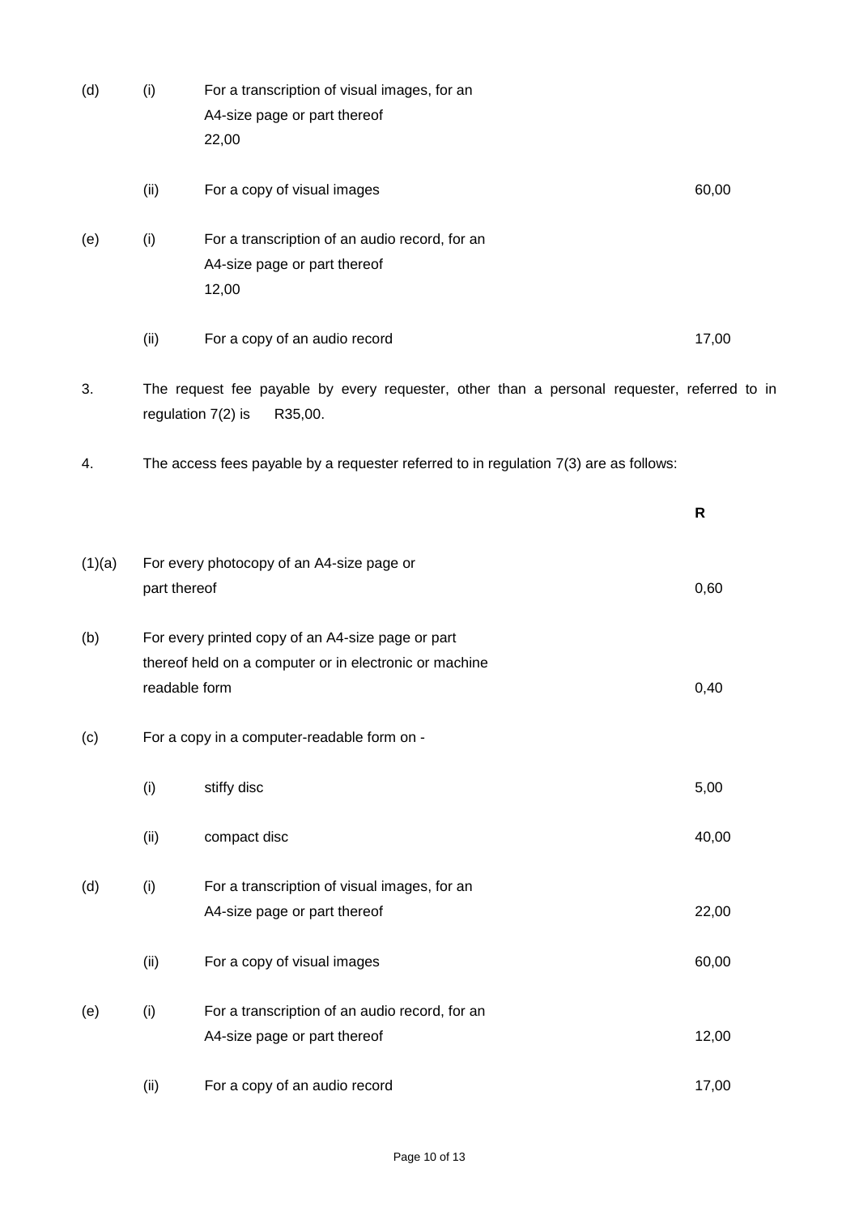| | | | |
|---|---|---|---|
| (d) | (i) | For a transcription of visual images, for an A4-size page or part thereof 22,00 | |
| | (ii) | For a copy of visual images | 60,00 |
| (e) | (i) | For a transcription of an audio record, for an A4-size page or part thereof 12,00 | |
| | (ii) | For a copy of an audio record | 17,00 |

3. The request fee payable by every requester, other than a personal requester, referred to in regulation 7(2) is R35,00.

4. The access fees payable by a requester referred to in regulation 7(3) are as follows:

| | | | **R** |
|---|---|---|---|
| (1)(a) | For every photocopy of an A4-size page or part thereof | | 0,60 |
| (b) | For every printed copy of an A4-size page or part thereof held on a computer or in electronic or machine readable form | | 0,40 |
| (c) | For a copy in a computer-readable form on - | | |
| | (i) | stiffy disc | 5,00 |
| | (ii) | compact disc | 40,00 |
| (d) | (i) | For a transcription of visual images, for an A4-size page or part thereof | 22,00 |
| | (ii) | For a copy of visual images | 60,00 |
| (e) | (i) | For a transcription of an audio record, for an A4-size page or part thereof | 12,00 |
| | (ii) | For a copy of an audio record | 17,00 |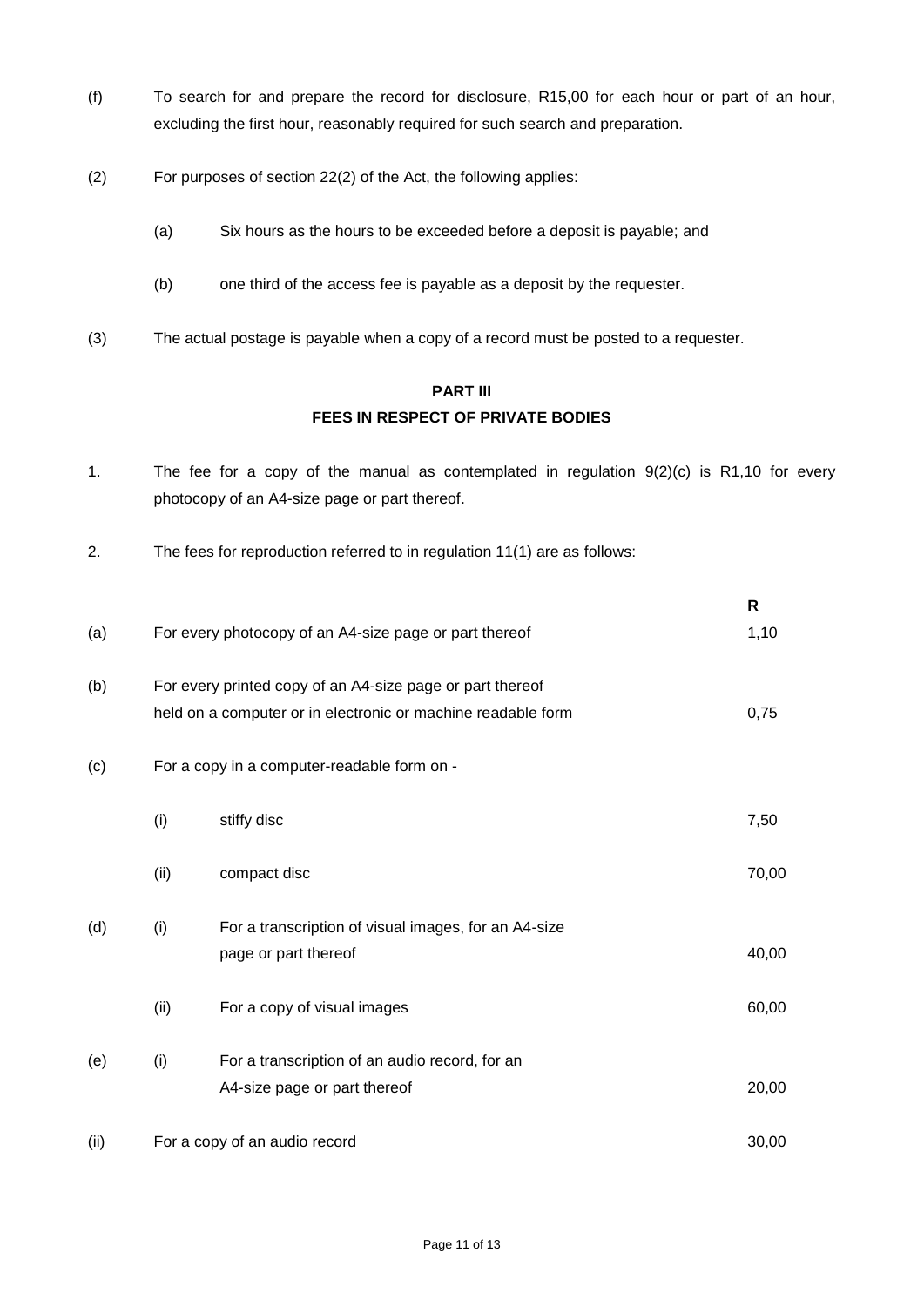(f) To search for and prepare the record for disclosure, R15,00 for each hour or part of an hour, excluding the first hour, reasonably required for such search and preparation.

(2) For purposes of section 22(2) of the Act, the following applies:

(a) Six hours as the hours to be exceeded before a deposit is payable; and

(b) one third of the access fee is payable as a deposit by the requester.

(3) The actual postage is payable when a copy of a record must be posted to a requester.

## PART III
## FEES IN RESPECT OF PRIVATE BODIES

1. The fee for a copy of the manual as contemplated in regulation 9(2)(c) is R1,10 for every photocopy of an A4-size page or part thereof.

2. The fees for reproduction referred to in regulation 11(1) are as follows:

| | | | R |
|---|---|---|---|
| (a) | For every photocopy of an A4-size page or part thereof | | 1,10 |
| (b) | For every printed copy of an A4-size page or part thereof held on a computer or in electronic or machine readable form | | 0,75 |
| (c) | For a copy in a computer-readable form on - | | |
| | (i) | stiffy disc | 7,50 |
| | (ii) | compact disc | 70,00 |
| (d) | (i) | For a transcription of visual images, for an A4-size page or part thereof | 40,00 |
| | (ii) | For a copy of visual images | 60,00 |
| (e) | (i) | For a transcription of an audio record, for an A4-size page or part thereof | 20,00 |
| (ii) | For a copy of an audio record | | 30,00 |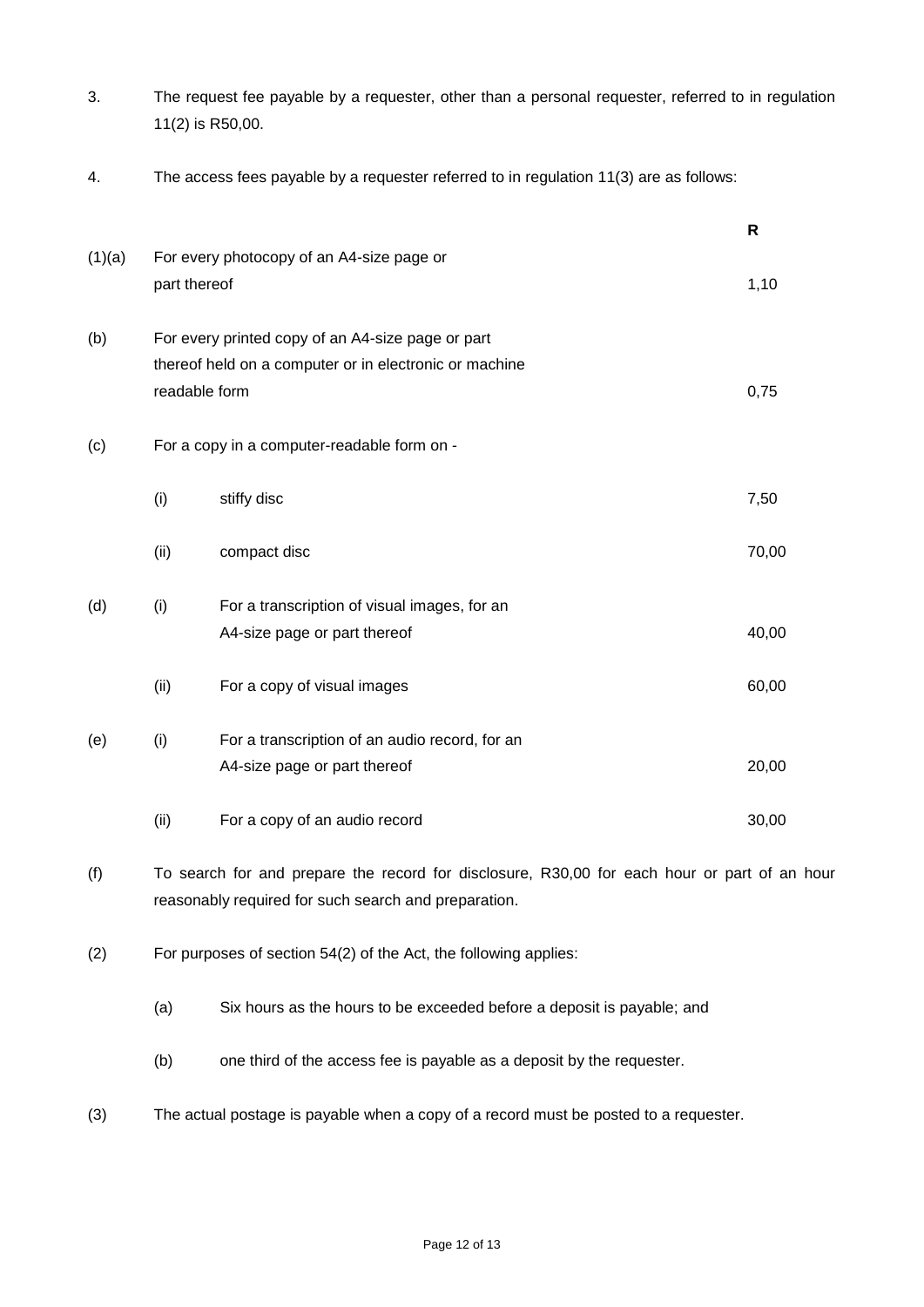3. The request fee payable by a requester, other than a personal requester, referred to in regulation 11(2) is R50,00.

4. The access fees payable by a requester referred to in regulation 11(3) are as follows:

| | | | R |
|---|---|---|---|
| (1)(a) | For every photocopy of an A4-size page or part thereof | | 1,10 |
| (b) | For every printed copy of an A4-size page or part thereof held on a computer or in electronic or machine readable form | | 0,75 |
| (c) | For a copy in a computer-readable form on - | | |
| | (i) | stiffy disc | 7,50 |
| | (ii) | compact disc | 70,00 |
| (d) | (i) | For a transcription of visual images, for an A4-size page or part thereof | 40,00 |
| | (ii) | For a copy of visual images | 60,00 |
| (e) | (i) | For a transcription of an audio record, for an A4-size page or part thereof | 20,00 |
| | (ii) | For a copy of an audio record | 30,00 |

(f) To search for and prepare the record for disclosure, R30,00 for each hour or part of an hour reasonably required for such search and preparation.

(2) For purposes of section 54(2) of the Act, the following applies:

(a) Six hours as the hours to be exceeded before a deposit is payable; and

(b) one third of the access fee is payable as a deposit by the requester.

(3) The actual postage is payable when a copy of a record must be posted to a requester.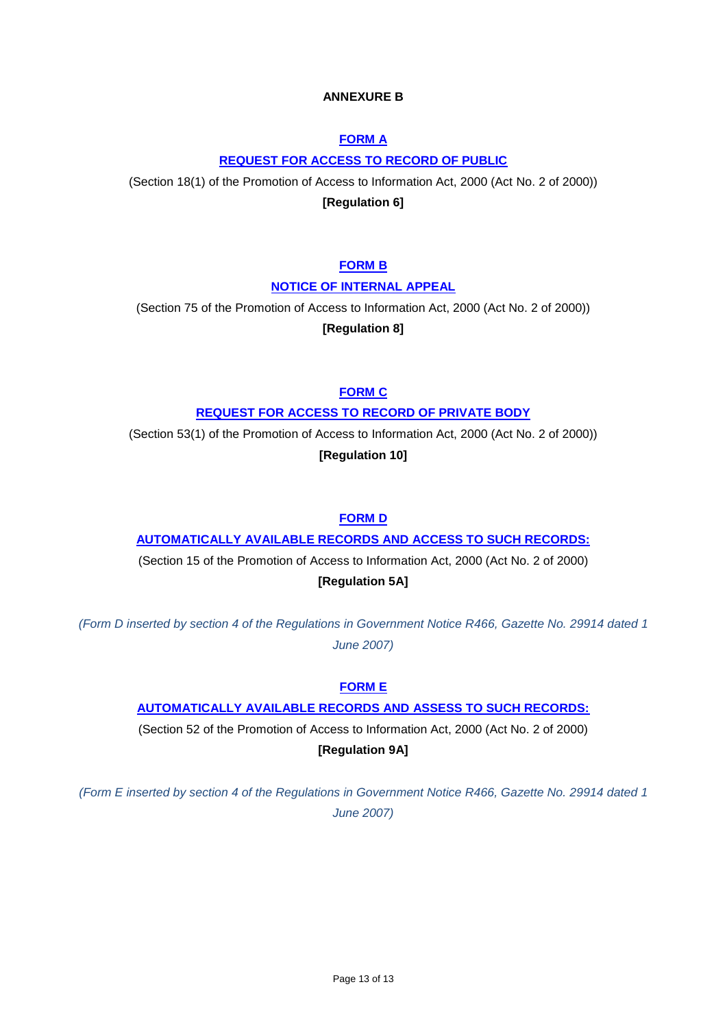**ANNEXURE B**

**FORM A**

**REQUEST FOR ACCESS TO RECORD OF PUBLIC**

(Section 18(1) of the Promotion of Access to Information Act, 2000 (Act No. 2 of 2000))

**[Regulation 6]**

**FORM B**

**NOTICE OF INTERNAL APPEAL**

(Section 75 of the Promotion of Access to Information Act, 2000 (Act No. 2 of 2000))

**[Regulation 8]**

**FORM C**

**REQUEST FOR ACCESS TO RECORD OF PRIVATE BODY**

(Section 53(1) of the Promotion of Access to Information Act, 2000 (Act No. 2 of 2000))

**[Regulation 10]**

**FORM D**

**AUTOMATICALLY AVAILABLE RECORDS AND ACCESS TO SUCH RECORDS:**

(Section 15 of the Promotion of Access to Information Act, 2000 (Act No. 2 of 2000)

**[Regulation 5A]**

*(Form D inserted by section 4 of the Regulations in Government Notice R466, Gazette No. 29914 dated 1 June 2007)*

**FORM E**

**AUTOMATICALLY AVAILABLE RECORDS AND ASSESS TO SUCH RECORDS:**

(Section 52 of the Promotion of Access to Information Act, 2000 (Act No. 2 of 2000)

**[Regulation 9A]**

*(Form E inserted by section 4 of the Regulations in Government Notice R466, Gazette No. 29914 dated 1 June 2007)*